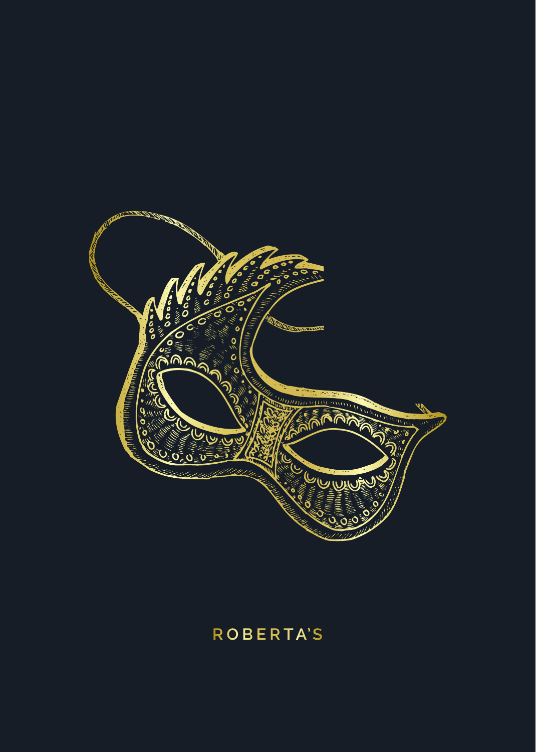ROBERTA'S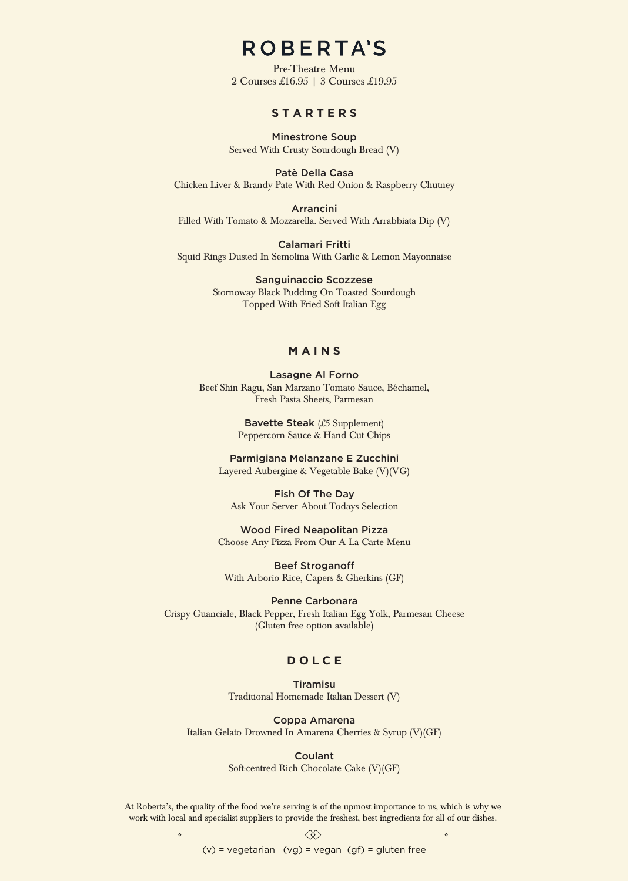# ROBERTA'S

Pre-Theatre Menu
2 Courses £16.95 | 3 Courses £19.95

## STARTERS

**Minestrone Soup**
Served With Crusty Sourdough Bread (V)

**Patè Della Casa**
Chicken Liver & Brandy Pate With Red Onion & Raspberry Chutney

**Arrancini**
Filled With Tomato & Mozzarella. Served With Arrabbiata Dip (V)

**Calamari Fritti**
Squid Rings Dusted In Semolina With Garlic & Lemon Mayonnaise

**Sanguinaccio Scozzese**
Stornoway Black Pudding On Toasted Sourdough
Topped With Fried Soft Italian Egg

## MAINS

**Lasagne Al Forno**
Beef Shin Ragu, San Marzano Tomato Sauce, Béchamel,
Fresh Pasta Sheets, Parmesan

**Bavette Steak** (£5 Supplement)
Peppercorn Sauce & Hand Cut Chips

**Parmigiana Melanzane E Zucchini**
Layered Aubergine & Vegetable Bake (V)(VG)

**Fish Of The Day**
Ask Your Server About Todays Selection

**Wood Fired Neapolitan Pizza**
Choose Any Pizza From Our A La Carte Menu

**Beef Stroganoff**
With Arborio Rice, Capers & Gherkins (GF)

**Penne Carbonara**
Crispy Guanciale, Black Pepper, Fresh Italian Egg Yolk, Parmesan Cheese
(Gluten free option available)

## DOLCE

**Tiramisu**
Traditional Homemade Italian Dessert (V)

**Coppa Amarena**
Italian Gelato Drowned In Amarena Cherries & Syrup (V)(GF)

**Coulant**
Soft-centred Rich Chocolate Cake (V)(GF)

At Roberta's, the quality of the food we're serving is of the upmost importance to us, which is why we work with local and specialist suppliers to provide the freshest, best ingredients for all of our dishes.

(v) = vegetarian (vg) = vegan (gf) = gluten free